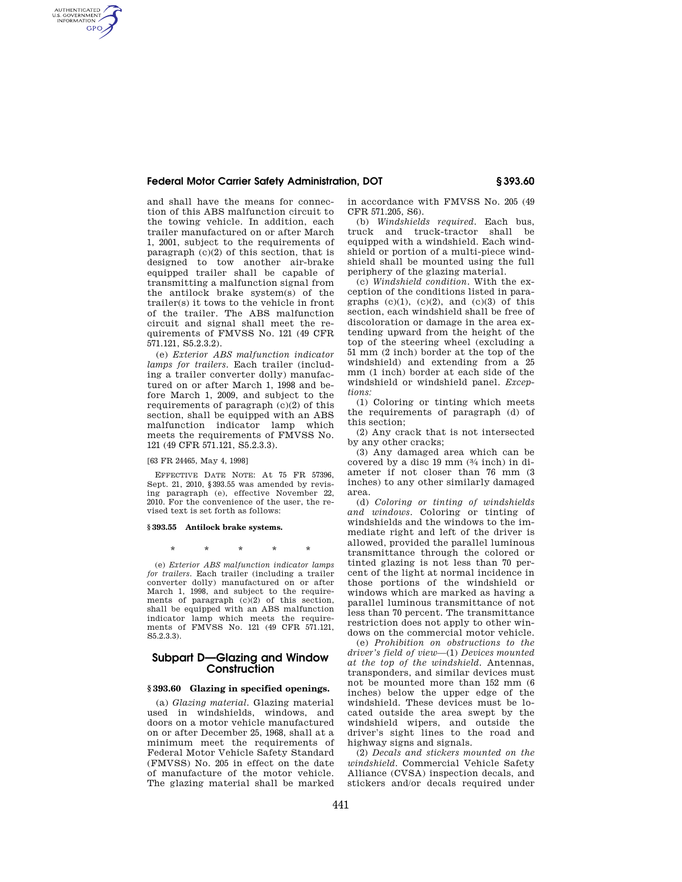and shall have the means for connection of this ABS malfunction circuit to the towing vehicle. In addition, each trailer manufactured on or after March 1, 2001, subject to the requirements of paragraph (c)(2) of this section, that is designed to tow another air-brake equipped trailer shall be capable of transmitting a malfunction signal from the antilock brake system(s) of the trailer(s) it tows to the vehicle in front of the trailer. The ABS malfunction circuit and signal shall meet the requirements of FMVSS No. 121 (49 CFR 571.121, S5.2.3.2).

(e) *Exterior ABS malfunction indicator lamps for trailers.* Each trailer (including a trailer converter dolly) manufactured on or after March 1, 1998 and before March 1, 2009, and subject to the requirements of paragraph (c)(2) of this section, shall be equipped with an ABS malfunction indicator lamp which meets the requirements of FMVSS No. 121 (49 CFR 571.121, S5.2.3.3).

[63 FR 24465, May 4, 1998]

EFFECTIVE DATE NOTE: At 75 FR 57396, Sept. 21, 2010, §393.55 was amended by revising paragraph (e), effective November 22, 2010. For the convenience of the user, the revised text is set forth as follows:

**§393.55 Antilock brake systems.**

\* \* \* \* \*

(e) *Exterior ABS malfunction indicator lamps for trailers.* Each trailer (including a trailer converter dolly) manufactured on or after March 1, 1998, and subject to the requirements of paragraph (c)(2) of this section, shall be equipped with an ABS malfunction indicator lamp which meets the requirements of FMVSS No. 121 (49 CFR 571.121, S5.2.3.3).

## Subpart D—Glazing and Window Construction

### §393.60 Glazing in specified openings.

(a) *Glazing material.* Glazing material used in windshields, windows, and doors on a motor vehicle manufactured on or after December 25, 1968, shall at a minimum meet the requirements of Federal Motor Vehicle Safety Standard (FMVSS) No. 205 in effect on the date of manufacture of the motor vehicle. The glazing material shall be marked in accordance with FMVSS No. 205 (49 CFR 571.205, S6).

(b) *Windshields required.* Each bus, truck and truck-tractor shall be equipped with a windshield. Each windshield or portion of a multi-piece windshield shall be mounted using the full periphery of the glazing material.

(c) *Windshield condition.* With the exception of the conditions listed in paragraphs (c)(1), (c)(2), and (c)(3) of this section, each windshield shall be free of discoloration or damage in the area extending upward from the height of the top of the steering wheel (excluding a 51 mm (2 inch) border at the top of the windshield) and extending from a 25 mm (1 inch) border at each side of the windshield or windshield panel. *Exceptions:*

(1) Coloring or tinting which meets the requirements of paragraph (d) of this section;

(2) Any crack that is not intersected by any other cracks;

(3) Any damaged area which can be covered by a disc 19 mm (¾ inch) in diameter if not closer than 76 mm (3 inches) to any other similarly damaged area.

(d) *Coloring or tinting of windshields and windows.* Coloring or tinting of windshields and the windows to the immediate right and left of the driver is allowed, provided the parallel luminous transmittance through the colored or tinted glazing is not less than 70 percent of the light at normal incidence in those portions of the windshield or windows which are marked as having a parallel luminous transmittance of not less than 70 percent. The transmittance restriction does not apply to other windows on the commercial motor vehicle.

(e) *Prohibition on obstructions to the driver's field of view*—(1) *Devices mounted at the top of the windshield.* Antennas, transponders, and similar devices must not be mounted more than 152 mm (6 inches) below the upper edge of the windshield. These devices must be located outside the area swept by the windshield wipers, and outside the driver's sight lines to the road and highway signs and signals.

(2) *Decals and stickers mounted on the windshield.* Commercial Vehicle Safety Alliance (CVSA) inspection decals, and stickers and/or decals required under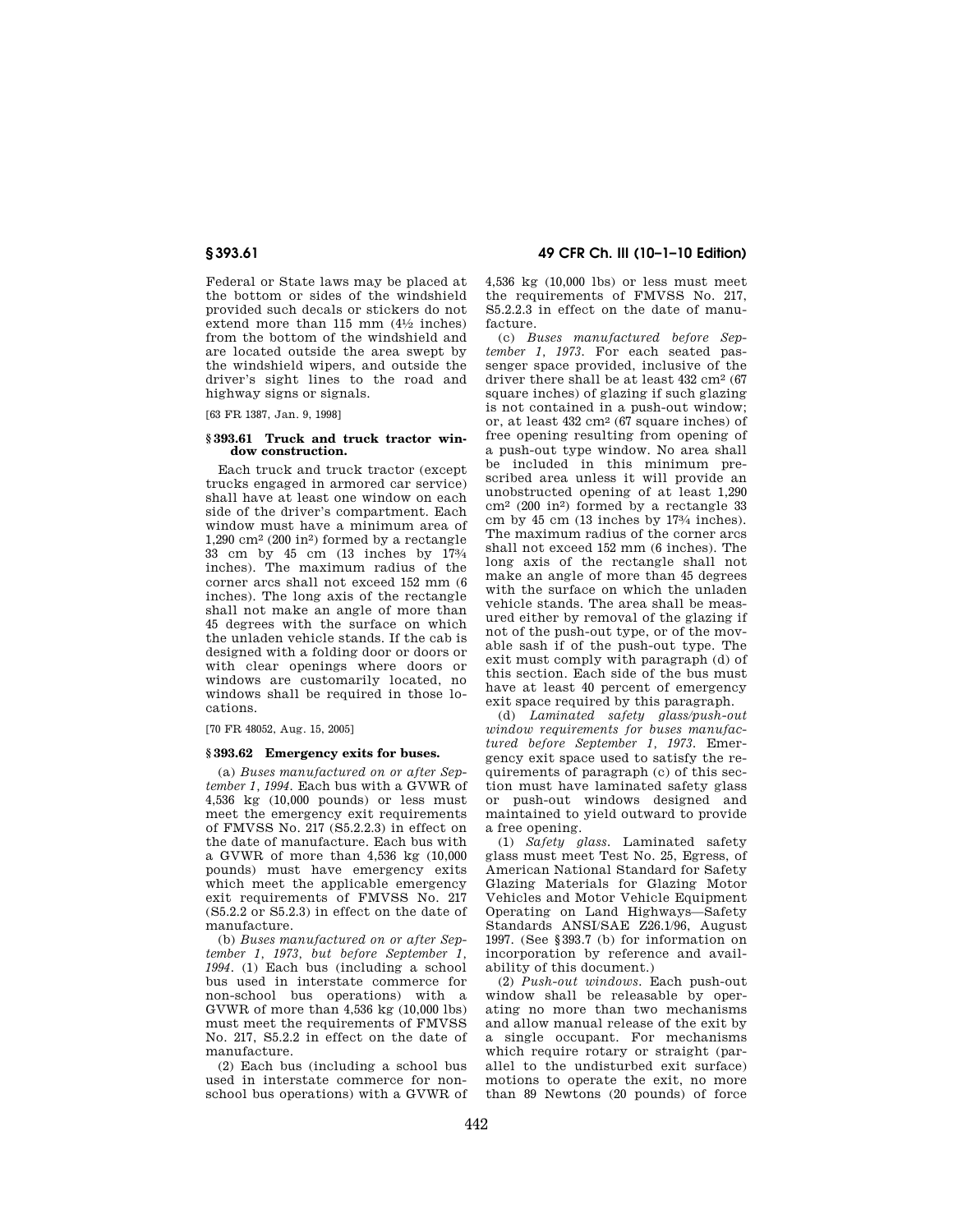Federal or State laws may be placed at the bottom or sides of the windshield provided such decals or stickers do not extend more than 115 mm (4½ inches) from the bottom of the windshield and are located outside the area swept by the windshield wipers, and outside the driver's sight lines to the road and highway signs or signals.

[63 FR 1387, Jan. 9, 1998]

### § 393.61 Truck and truck tractor window construction.

Each truck and truck tractor (except trucks engaged in armored car service) shall have at least one window on each side of the driver's compartment. Each window must have a minimum area of 1,290 $cm^2$ (200 $in^2$) formed by a rectangle 33 cm by 45 cm (13 inches by 17¾ inches). The maximum radius of the corner arcs shall not exceed 152 mm (6 inches). The long axis of the rectangle shall not make an angle of more than 45 degrees with the surface on which the unladen vehicle stands. If the cab is designed with a folding door or doors or with clear openings where doors or windows are customarily located, no windows shall be required in those locations.

[70 FR 48052, Aug. 15, 2005]

### § 393.62 Emergency exits for buses.

(a) *Buses manufactured on or after September 1, 1994.* Each bus with a GVWR of 4,536 kg (10,000 pounds) or less must meet the emergency exit requirements of FMVSS No. 217 (S5.2.2.3) in effect on the date of manufacture. Each bus with a GVWR of more than 4,536 kg (10,000 pounds) must have emergency exits which meet the applicable emergency exit requirements of FMVSS No. 217 (S5.2.2 or S5.2.3) in effect on the date of manufacture.

(b) *Buses manufactured on or after September 1, 1973, but before September 1, 1994.* (1) Each bus (including a school bus used in interstate commerce for non-school bus operations) with a GVWR of more than 4,536 kg (10,000 lbs) must meet the requirements of FMVSS No. 217, S5.2.2 in effect on the date of manufacture.

(2) Each bus (including a school bus used in interstate commerce for non-school bus operations) with a GVWR of 4,536 kg (10,000 lbs) or less must meet the requirements of FMVSS No. 217, S5.2.2.3 in effect on the date of manufacture.

(c) *Buses manufactured before September 1, 1973.* For each seated passenger space provided, inclusive of the driver there shall be at least 432 $cm^2$ (67 square inches) of glazing if such glazing is not contained in a push-out window; or, at least 432 $cm^2$ (67 square inches) of free opening resulting from opening of a push-out type window. No area shall be included in this minimum prescribed area unless it will provide an unobstructed opening of at least 1,290 $cm^2$ (200 $in^2$) formed by a rectangle 33 cm by 45 cm (13 inches by 17¾ inches). The maximum radius of the corner arcs shall not exceed 152 mm (6 inches). The long axis of the rectangle shall not make an angle of more than 45 degrees with the surface on which the unladen vehicle stands. The area shall be measured either by removal of the glazing if not of the push-out type, or of the movable sash if of the push-out type. The exit must comply with paragraph (d) of this section. Each side of the bus must have at least 40 percent of emergency exit space required by this paragraph.

(d) *Laminated safety glass/push-out window requirements for buses manufactured before September 1, 1973.* Emergency exit space used to satisfy the requirements of paragraph (c) of this section must have laminated safety glass or push-out windows designed and maintained to yield outward to provide a free opening.

(1) *Safety glass.* Laminated safety glass must meet Test No. 25, Egress, of American National Standard for Safety Glazing Materials for Glazing Motor Vehicles and Motor Vehicle Equipment Operating on Land Highways—Safety Standards ANSI/SAE Z26.1/96, August 1997. (See § 393.7 (b) for information on incorporation by reference and availability of this document.)

(2) *Push-out windows.* Each push-out window shall be releasable by operating no more than two mechanisms and allow manual release of the exit by a single occupant. For mechanisms which require rotary or straight (parallel to the undisturbed exit surface) motions to operate the exit, no more than 89 Newtons (20 pounds) of force